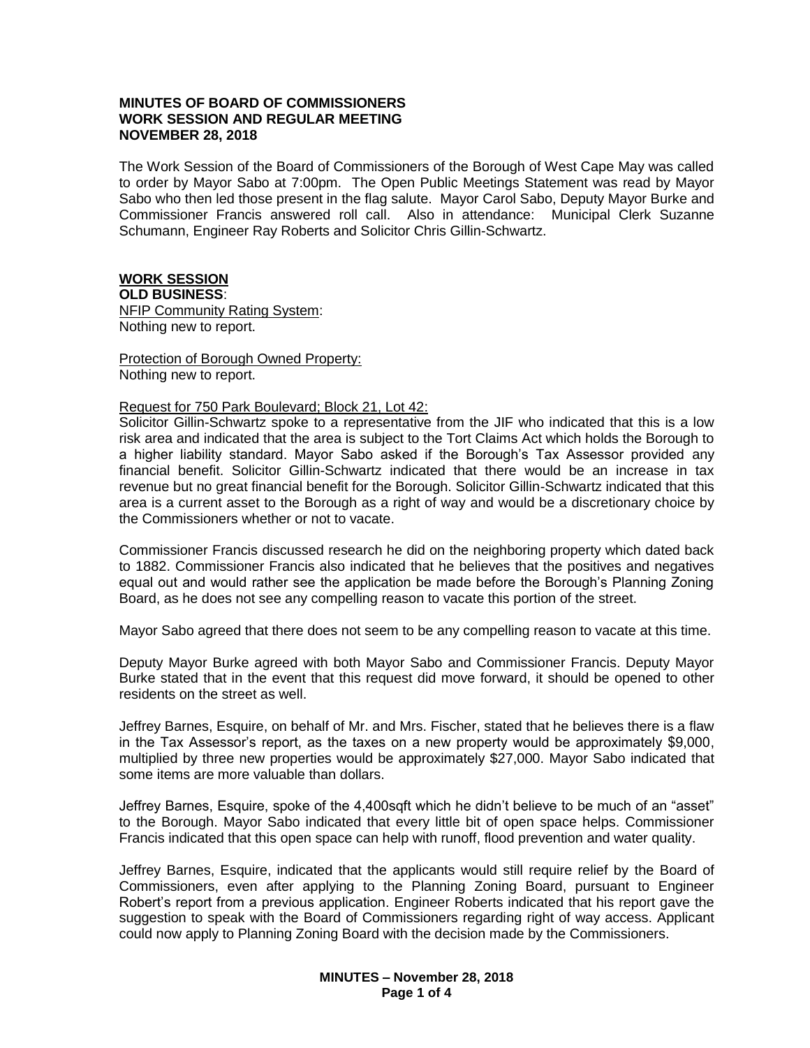**MINUTES OF BOARD OF COMMISSIONERS**
**WORK SESSION AND REGULAR MEETING**
**NOVEMBER 28, 2018**

The Work Session of the Board of Commissioners of the Borough of West Cape May was called to order by Mayor Sabo at 7:00pm. The Open Public Meetings Statement was read by Mayor Sabo who then led those present in the flag salute. Mayor Carol Sabo, Deputy Mayor Burke and Commissioner Francis answered roll call. Also in attendance: Municipal Clerk Suzanne Schumann, Engineer Ray Roberts and Solicitor Chris Gillin-Schwartz.

## WORK SESSION

**OLD BUSINESS**:

NFIP Community Rating System:
Nothing new to report.

Protection of Borough Owned Property:
Nothing new to report.

Request for 750 Park Boulevard; Block 21, Lot 42:
Solicitor Gillin-Schwartz spoke to a representative from the JIF who indicated that this is a low risk area and indicated that the area is subject to the Tort Claims Act which holds the Borough to a higher liability standard. Mayor Sabo asked if the Borough's Tax Assessor provided any financial benefit. Solicitor Gillin-Schwartz indicated that there would be an increase in tax revenue but no great financial benefit for the Borough. Solicitor Gillin-Schwartz indicated that this area is a current asset to the Borough as a right of way and would be a discretionary choice by the Commissioners whether or not to vacate.

Commissioner Francis discussed research he did on the neighboring property which dated back to 1882. Commissioner Francis also indicated that he believes that the positives and negatives equal out and would rather see the application be made before the Borough's Planning Zoning Board, as he does not see any compelling reason to vacate this portion of the street.

Mayor Sabo agreed that there does not seem to be any compelling reason to vacate at this time.

Deputy Mayor Burke agreed with both Mayor Sabo and Commissioner Francis. Deputy Mayor Burke stated that in the event that this request did move forward, it should be opened to other residents on the street as well.

Jeffrey Barnes, Esquire, on behalf of Mr. and Mrs. Fischer, stated that he believes there is a flaw in the Tax Assessor's report, as the taxes on a new property would be approximately $9,000, multiplied by three new properties would be approximately $27,000. Mayor Sabo indicated that some items are more valuable than dollars.

Jeffrey Barnes, Esquire, spoke of the 4,400sqft which he didn't believe to be much of an "asset" to the Borough. Mayor Sabo indicated that every little bit of open space helps. Commissioner Francis indicated that this open space can help with runoff, flood prevention and water quality.

Jeffrey Barnes, Esquire, indicated that the applicants would still require relief by the Board of Commissioners, even after applying to the Planning Zoning Board, pursuant to Engineer Robert's report from a previous application. Engineer Roberts indicated that his report gave the suggestion to speak with the Board of Commissioners regarding right of way access. Applicant could now apply to Planning Zoning Board with the decision made by the Commissioners.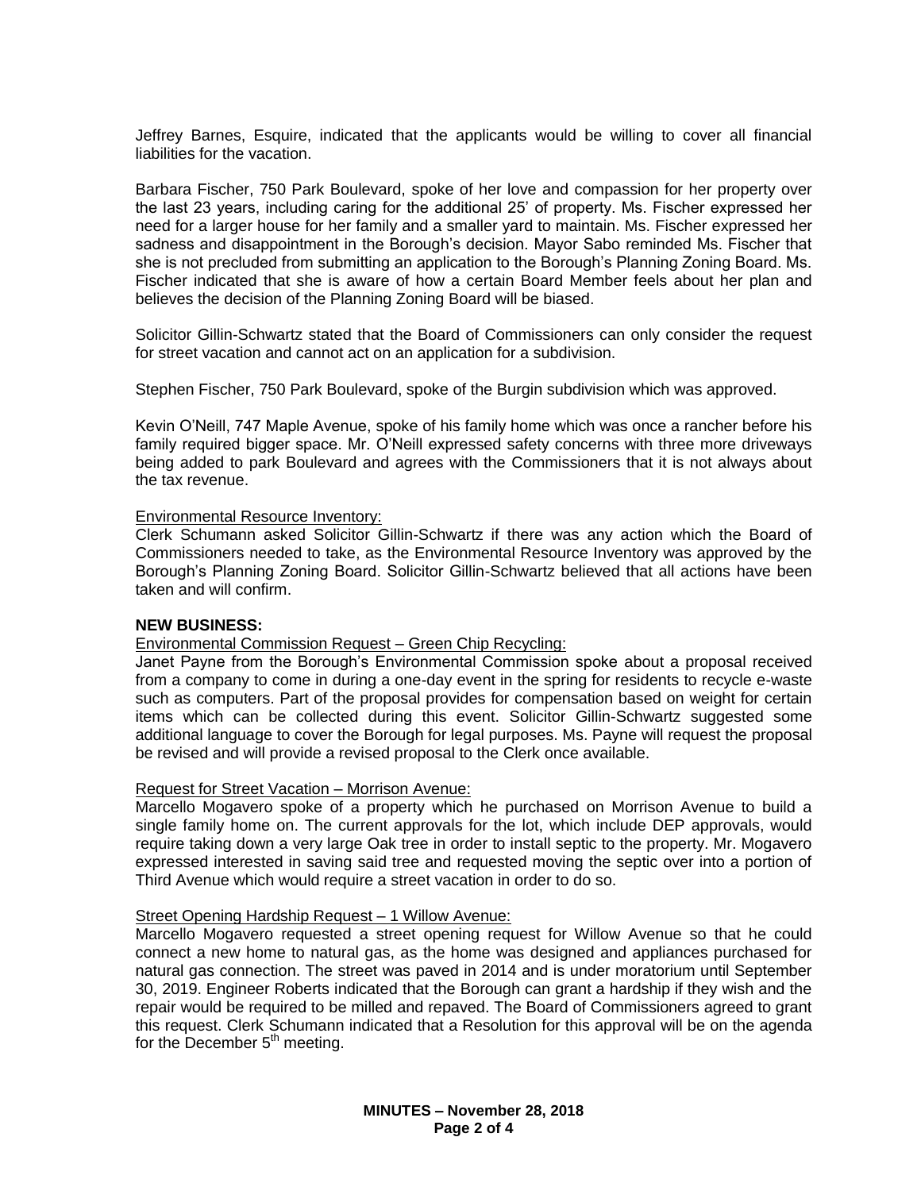Jeffrey Barnes, Esquire, indicated that the applicants would be willing to cover all financial liabilities for the vacation.

Barbara Fischer, 750 Park Boulevard, spoke of her love and compassion for her property over the last 23 years, including caring for the additional 25' of property. Ms. Fischer expressed her need for a larger house for her family and a smaller yard to maintain. Ms. Fischer expressed her sadness and disappointment in the Borough's decision. Mayor Sabo reminded Ms. Fischer that she is not precluded from submitting an application to the Borough's Planning Zoning Board. Ms. Fischer indicated that she is aware of how a certain Board Member feels about her plan and believes the decision of the Planning Zoning Board will be biased.

Solicitor Gillin-Schwartz stated that the Board of Commissioners can only consider the request for street vacation and cannot act on an application for a subdivision.

Stephen Fischer, 750 Park Boulevard, spoke of the Burgin subdivision which was approved.

Kevin O'Neill, 747 Maple Avenue, spoke of his family home which was once a rancher before his family required bigger space. Mr. O'Neill expressed safety concerns with three more driveways being added to park Boulevard and agrees with the Commissioners that it is not always about the tax revenue.

Environmental Resource Inventory:
Clerk Schumann asked Solicitor Gillin-Schwartz if there was any action which the Board of Commissioners needed to take, as the Environmental Resource Inventory was approved by the Borough's Planning Zoning Board. Solicitor Gillin-Schwartz believed that all actions have been taken and will confirm.

**NEW BUSINESS:**

Environmental Commission Request – Green Chip Recycling:
Janet Payne from the Borough's Environmental Commission spoke about a proposal received from a company to come in during a one-day event in the spring for residents to recycle e-waste such as computers. Part of the proposal provides for compensation based on weight for certain items which can be collected during this event. Solicitor Gillin-Schwartz suggested some additional language to cover the Borough for legal purposes. Ms. Payne will request the proposal be revised and will provide a revised proposal to the Clerk once available.

Request for Street Vacation – Morrison Avenue:
Marcello Mogavero spoke of a property which he purchased on Morrison Avenue to build a single family home on. The current approvals for the lot, which include DEP approvals, would require taking down a very large Oak tree in order to install septic to the property. Mr. Mogavero expressed interested in saving said tree and requested moving the septic over into a portion of Third Avenue which would require a street vacation in order to do so.

Street Opening Hardship Request – 1 Willow Avenue:
Marcello Mogavero requested a street opening request for Willow Avenue so that he could connect a new home to natural gas, as the home was designed and appliances purchased for natural gas connection. The street was paved in 2014 and is under moratorium until September 30, 2019. Engineer Roberts indicated that the Borough can grant a hardship if they wish and the repair would be required to be milled and repaved. The Board of Commissioners agreed to grant this request. Clerk Schumann indicated that a Resolution for this approval will be on the agenda for the December 5th meeting.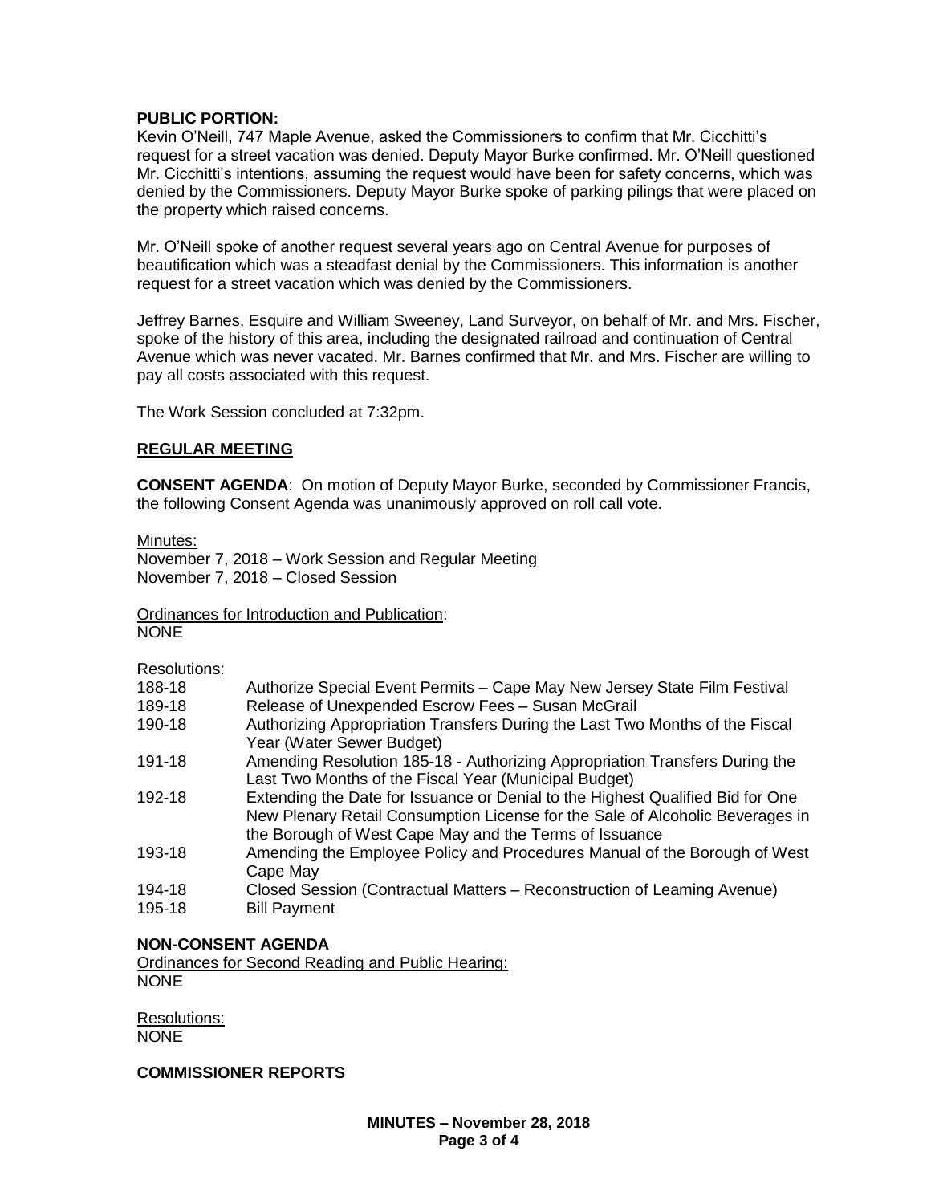**PUBLIC PORTION:**
Kevin O'Neill, 747 Maple Avenue, asked the Commissioners to confirm that Mr. Cicchitti's request for a street vacation was denied. Deputy Mayor Burke confirmed. Mr. O'Neill questioned Mr. Cicchitti's intentions, assuming the request would have been for safety concerns, which was denied by the Commissioners. Deputy Mayor Burke spoke of parking pilings that were placed on the property which raised concerns.

Mr. O'Neill spoke of another request several years ago on Central Avenue for purposes of beautification which was a steadfast denial by the Commissioners. This information is another request for a street vacation which was denied by the Commissioners.

Jeffrey Barnes, Esquire and William Sweeney, Land Surveyor, on behalf of Mr. and Mrs. Fischer, spoke of the history of this area, including the designated railroad and continuation of Central Avenue which was never vacated. Mr. Barnes confirmed that Mr. and Mrs. Fischer are willing to pay all costs associated with this request.

The Work Session concluded at 7:32pm.

## REGULAR MEETING

**CONSENT AGENDA**: On motion of Deputy Mayor Burke, seconded by Commissioner Francis, the following Consent Agenda was unanimously approved on roll call vote.

Minutes:
November 7, 2018 – Work Session and Regular Meeting
November 7, 2018 – Closed Session

Ordinances for Introduction and Publication:
NONE

Resolutions:

| | |
|---|---|
| 188-18 | Authorize Special Event Permits – Cape May New Jersey State Film Festival |
| 189-18 | Release of Unexpended Escrow Fees – Susan McGrail |
| 190-18 | Authorizing Appropriation Transfers During the Last Two Months of the Fiscal Year (Water Sewer Budget) |
| 191-18 | Amending Resolution 185-18 - Authorizing Appropriation Transfers During the Last Two Months of the Fiscal Year (Municipal Budget) |
| 192-18 | Extending the Date for Issuance or Denial to the Highest Qualified Bid for One New Plenary Retail Consumption License for the Sale of Alcoholic Beverages in the Borough of West Cape May and the Terms of Issuance |
| 193-18 | Amending the Employee Policy and Procedures Manual of the Borough of West Cape May |
| 194-18 | Closed Session (Contractual Matters – Reconstruction of Leaming Avenue) |
| 195-18 | Bill Payment |

**NON-CONSENT AGENDA**
Ordinances for Second Reading and Public Hearing:
NONE

Resolutions:
NONE

**COMMISSIONER REPORTS**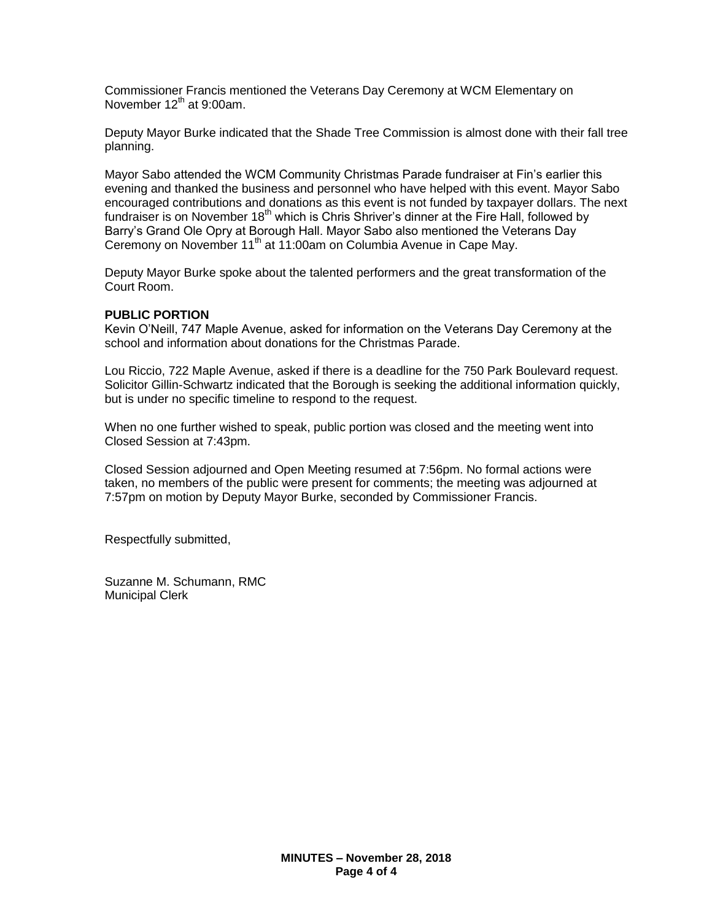Commissioner Francis mentioned the Veterans Day Ceremony at WCM Elementary on November 12th at 9:00am.

Deputy Mayor Burke indicated that the Shade Tree Commission is almost done with their fall tree planning.

Mayor Sabo attended the WCM Community Christmas Parade fundraiser at Fin's earlier this evening and thanked the business and personnel who have helped with this event. Mayor Sabo encouraged contributions and donations as this event is not funded by taxpayer dollars. The next fundraiser is on November 18th which is Chris Shriver's dinner at the Fire Hall, followed by Barry's Grand Ole Opry at Borough Hall. Mayor Sabo also mentioned the Veterans Day Ceremony on November 11th at 11:00am on Columbia Avenue in Cape May.

Deputy Mayor Burke spoke about the talented performers and the great transformation of the Court Room.

**PUBLIC PORTION**

Kevin O'Neill, 747 Maple Avenue, asked for information on the Veterans Day Ceremony at the school and information about donations for the Christmas Parade.

Lou Riccio, 722 Maple Avenue, asked if there is a deadline for the 750 Park Boulevard request. Solicitor Gillin-Schwartz indicated that the Borough is seeking the additional information quickly, but is under no specific timeline to respond to the request.

When no one further wished to speak, public portion was closed and the meeting went into Closed Session at 7:43pm.

Closed Session adjourned and Open Meeting resumed at 7:56pm. No formal actions were taken, no members of the public were present for comments; the meeting was adjourned at 7:57pm on motion by Deputy Mayor Burke, seconded by Commissioner Francis.

Respectfully submitted,

Suzanne M. Schumann, RMC
Municipal Clerk

**MINUTES – November 28, 2018**